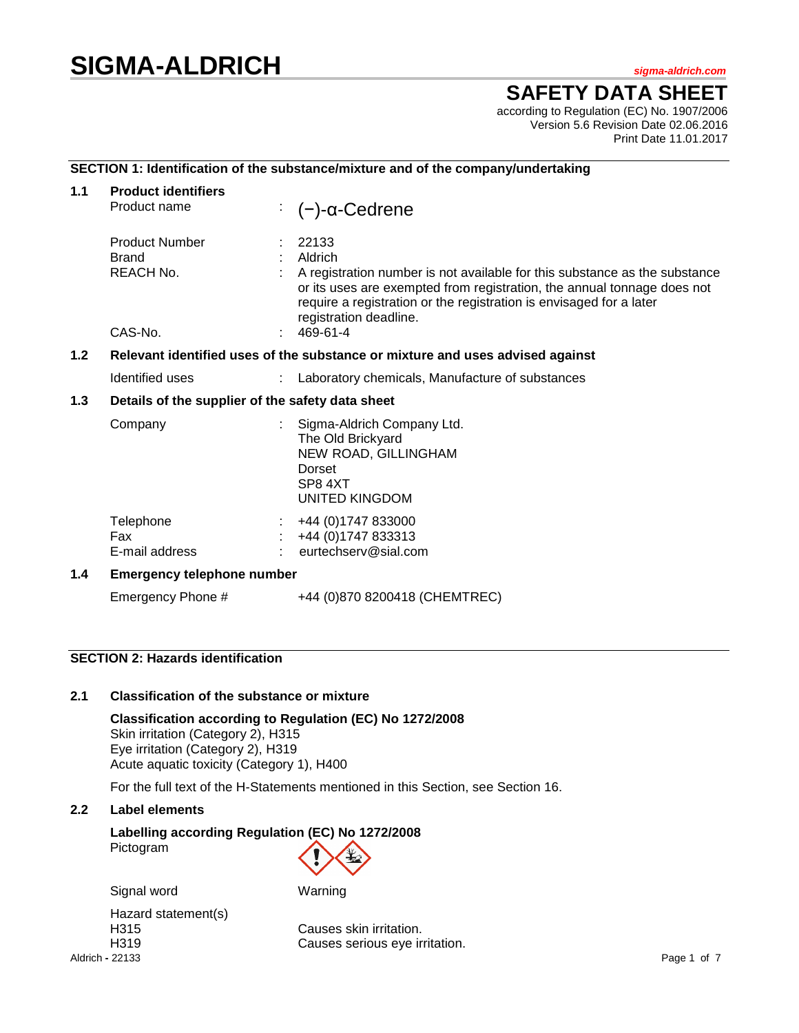# SIGMA-ALDRICH

sigma-aldrich.com

## SAFETY DATA SHEET

according to Regulation (EC) No. 1907/2006
Version 5.6 Revision Date 02.06.2016
Print Date 11.01.2017

### SECTION 1: Identification of the substance/mixture and of the company/undertaking

**1.1 Product identifiers**

Product name : (−)-α-Cedrene

Product Number : 22133
Brand : Aldrich
REACH No. : A registration number is not available for this substance as the substance or its uses are exempted from registration, the annual tonnage does not require a registration or the registration is envisaged for a later registration deadline.
CAS-No. : 469-61-4

**1.2 Relevant identified uses of the substance or mixture and uses advised against**

Identified uses : Laboratory chemicals, Manufacture of substances

**1.3 Details of the supplier of the safety data sheet**

Company : Sigma-Aldrich Company Ltd.
The Old Brickyard
NEW ROAD, GILLINGHAM
Dorset
SP8 4XT
UNITED KINGDOM

Telephone : +44 (0)1747 833000
Fax : +44 (0)1747 833313
E-mail address : eurtechserv@sial.com

**1.4 Emergency telephone number**

Emergency Phone # +44 (0)870 8200418 (CHEMTREC)

### SECTION 2: Hazards identification

**2.1 Classification of the substance or mixture**

**Classification according to Regulation (EC) No 1272/2008**
Skin irritation (Category 2), H315
Eye irritation (Category 2), H319
Acute aquatic toxicity (Category 1), H400

For the full text of the H-Statements mentioned in this Section, see Section 16.

**2.2 Label elements**

**Labelling according Regulation (EC) No 1272/2008**
Pictogram

Signal word Warning

Hazard statement(s)
H315 Causes skin irritation.
H319 Causes serious eye irritation.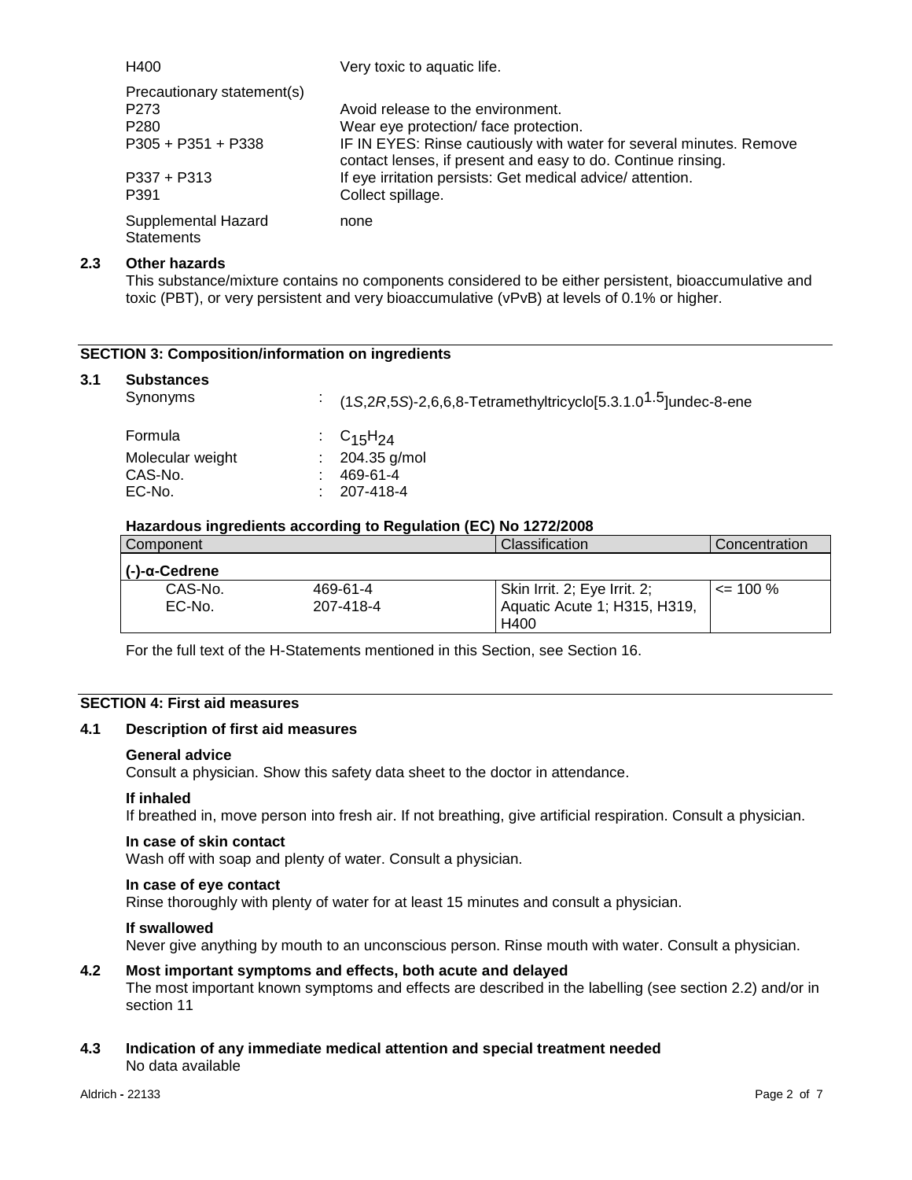| | |
|---|---|
| H400 | Very toxic to aquatic life. |
| Precautionary statement(s) | |
| P273 | Avoid release to the environment. |
| P280 | Wear eye protection/ face protection. |
| P305 + P351 + P338 | IF IN EYES: Rinse cautiously with water for several minutes. Remove contact lenses, if present and easy to do. Continue rinsing. |
| P337 + P313 | If eye irritation persists: Get medical advice/ attention. |
| P391 | Collect spillage. |
| Supplemental Hazard Statements | none |

### 2.3 Other hazards

This substance/mixture contains no components considered to be either persistent, bioaccumulative and toxic (PBT), or very persistent and very bioaccumulative (vPvB) at levels of 0.1% or higher.

## SECTION 3: Composition/information on ingredients

### 3.1 Substances

| | | |
|---|---|---|
| Synonyms | : | (1*S*,2*R*,5*S*)-2,6,6,8-Tetramethyltricyclo[5.3.1.$0^{1.5}$]undec-8-ene |
| Formula | : | $C_{15}H_{24}$ |
| Molecular weight | : | 204.35 g/mol |
| CAS-No. | : | 469-61-4 |
| EC-No. | : | 207-418-4 |

**Hazardous ingredients according to Regulation (EC) No 1272/2008**

| Component | | Classification | Concentration |
|---|---|---|---|
| **(-)-α-Cedrene** | | | |
| CAS-No. EC-No. | 469-61-4 207-418-4 | Skin Irrit. 2; Eye Irrit. 2; Aquatic Acute 1; H315, H319, H400 | <= 100 % |

For the full text of the H-Statements mentioned in this Section, see Section 16.

## SECTION 4: First aid measures

### 4.1 Description of first aid measures

**General advice**
Consult a physician. Show this safety data sheet to the doctor in attendance.

**If inhaled**
If breathed in, move person into fresh air. If not breathing, give artificial respiration. Consult a physician.

**In case of skin contact**
Wash off with soap and plenty of water. Consult a physician.

**In case of eye contact**
Rinse thoroughly with plenty of water for at least 15 minutes and consult a physician.

**If swallowed**
Never give anything by mouth to an unconscious person. Rinse mouth with water. Consult a physician.

### 4.2 Most important symptoms and effects, both acute and delayed

The most important known symptoms and effects are described in the labelling (see section 2.2) and/or in section 11

### 4.3 Indication of any immediate medical attention and special treatment needed

No data available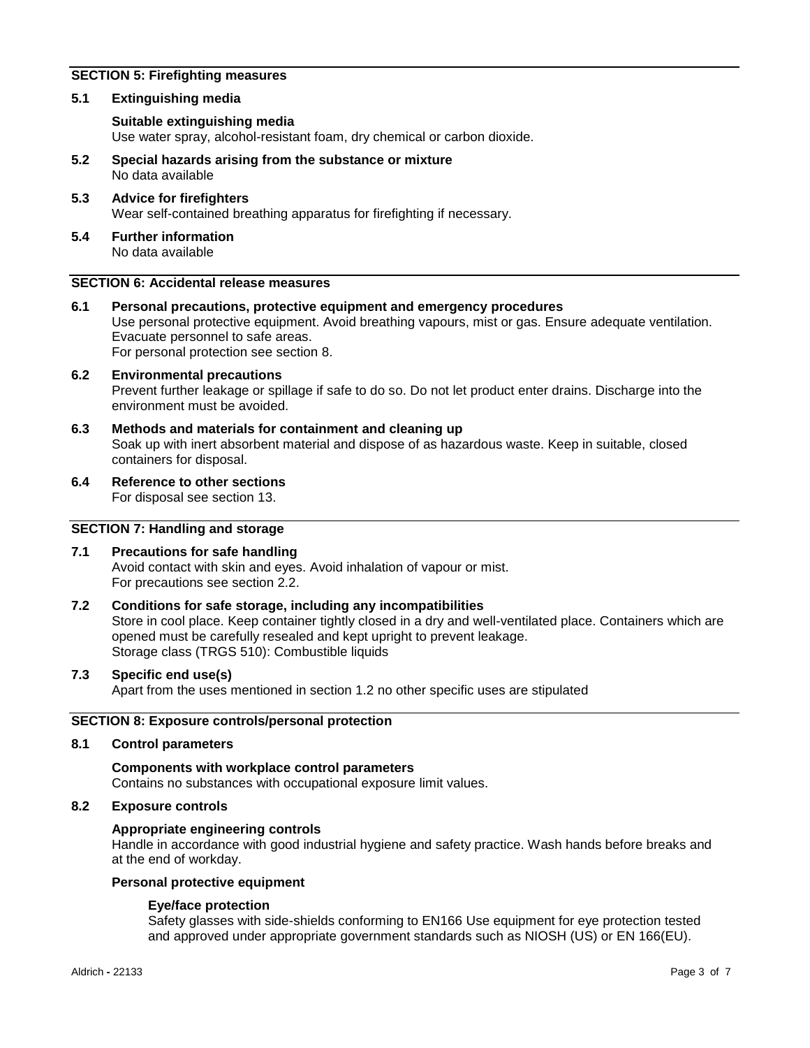## SECTION 5: Firefighting measures

### 5.1 Extinguishing media

**Suitable extinguishing media**
Use water spray, alcohol-resistant foam, dry chemical or carbon dioxide.

### 5.2 Special hazards arising from the substance or mixture
No data available

### 5.3 Advice for firefighters
Wear self-contained breathing apparatus for firefighting if necessary.

### 5.4 Further information
No data available

## SECTION 6: Accidental release measures

### 6.1 Personal precautions, protective equipment and emergency procedures
Use personal protective equipment. Avoid breathing vapours, mist or gas. Ensure adequate ventilation. Evacuate personnel to safe areas.
For personal protection see section 8.

### 6.2 Environmental precautions
Prevent further leakage or spillage if safe to do so. Do not let product enter drains. Discharge into the environment must be avoided.

### 6.3 Methods and materials for containment and cleaning up
Soak up with inert absorbent material and dispose of as hazardous waste. Keep in suitable, closed containers for disposal.

### 6.4 Reference to other sections
For disposal see section 13.

## SECTION 7: Handling and storage

### 7.1 Precautions for safe handling
Avoid contact with skin and eyes. Avoid inhalation of vapour or mist.
For precautions see section 2.2.

### 7.2 Conditions for safe storage, including any incompatibilities
Store in cool place. Keep container tightly closed in a dry and well-ventilated place. Containers which are opened must be carefully resealed and kept upright to prevent leakage.
Storage class (TRGS 510): Combustible liquids

### 7.3 Specific end use(s)
Apart from the uses mentioned in section 1.2 no other specific uses are stipulated

## SECTION 8: Exposure controls/personal protection

### 8.1 Control parameters

**Components with workplace control parameters**
Contains no substances with occupational exposure limit values.

### 8.2 Exposure controls

**Appropriate engineering controls**
Handle in accordance with good industrial hygiene and safety practice. Wash hands before breaks and at the end of workday.

**Personal protective equipment**

**Eye/face protection**
Safety glasses with side-shields conforming to EN166 Use equipment for eye protection tested and approved under appropriate government standards such as NIOSH (US) or EN 166(EU).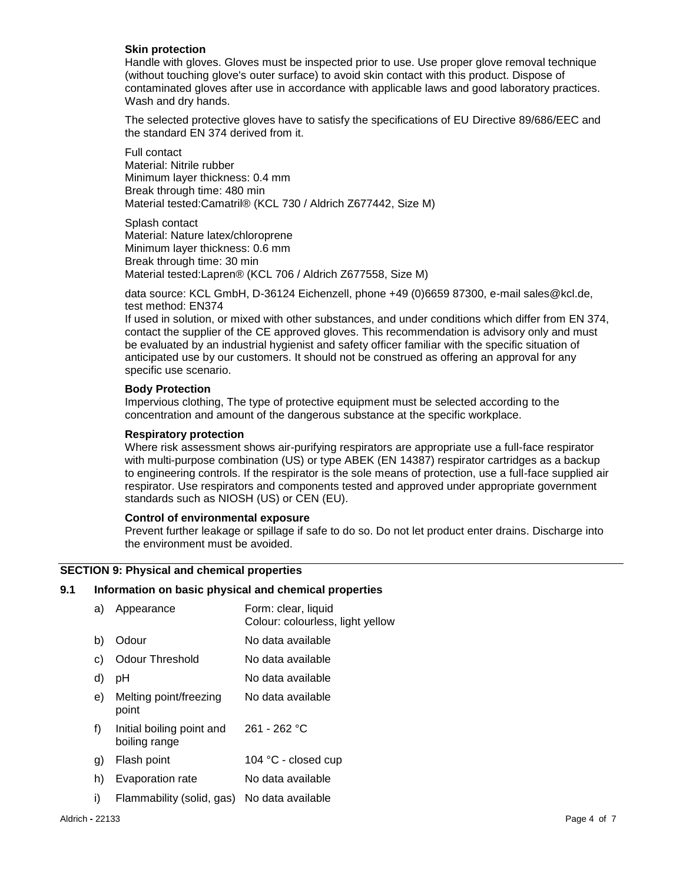**Skin protection**

Handle with gloves. Gloves must be inspected prior to use. Use proper glove removal technique (without touching glove's outer surface) to avoid skin contact with this product. Dispose of contaminated gloves after use in accordance with applicable laws and good laboratory practices. Wash and dry hands.

The selected protective gloves have to satisfy the specifications of EU Directive 89/686/EEC and the standard EN 374 derived from it.

Full contact
Material: Nitrile rubber
Minimum layer thickness: 0.4 mm
Break through time: 480 min
Material tested:Camatril® (KCL 730 / Aldrich Z677442, Size M)

Splash contact
Material: Nature latex/chloroprene
Minimum layer thickness: 0.6 mm
Break through time: 30 min
Material tested:Lapren® (KCL 706 / Aldrich Z677558, Size M)

data source: KCL GmbH, D-36124 Eichenzell, phone +49 (0)6659 87300, e-mail sales@kcl.de, test method: EN374
If used in solution, or mixed with other substances, and under conditions which differ from EN 374, contact the supplier of the CE approved gloves. This recommendation is advisory only and must be evaluated by an industrial hygienist and safety officer familiar with the specific situation of anticipated use by our customers. It should not be construed as offering an approval for any specific use scenario.

**Body Protection**

Impervious clothing, The type of protective equipment must be selected according to the concentration and amount of the dangerous substance at the specific workplace.

**Respiratory protection**

Where risk assessment shows air-purifying respirators are appropriate use a full-face respirator with multi-purpose combination (US) or type ABEK (EN 14387) respirator cartridges as a backup to engineering controls. If the respirator is the sole means of protection, use a full-face supplied air respirator. Use respirators and components tested and approved under appropriate government standards such as NIOSH (US) or CEN (EU).

**Control of environmental exposure**

Prevent further leakage or spillage if safe to do so. Do not let product enter drains. Discharge into the environment must be avoided.

## SECTION 9: Physical and chemical properties

### 9.1 Information on basic physical and chemical properties

| | | |
|---|---|---|
| a) | Appearance | Form: clear, liquid<br>Colour: colourless, light yellow |
| b) | Odour | No data available |
| c) | Odour Threshold | No data available |
| d) | pH | No data available |
| e) | Melting point/freezing point | No data available |
| f) | Initial boiling point and boiling range | 261 - 262 °C |
| g) | Flash point | 104 °C - closed cup |
| h) | Evaporation rate | No data available |
| i) | Flammability (solid, gas) | No data available |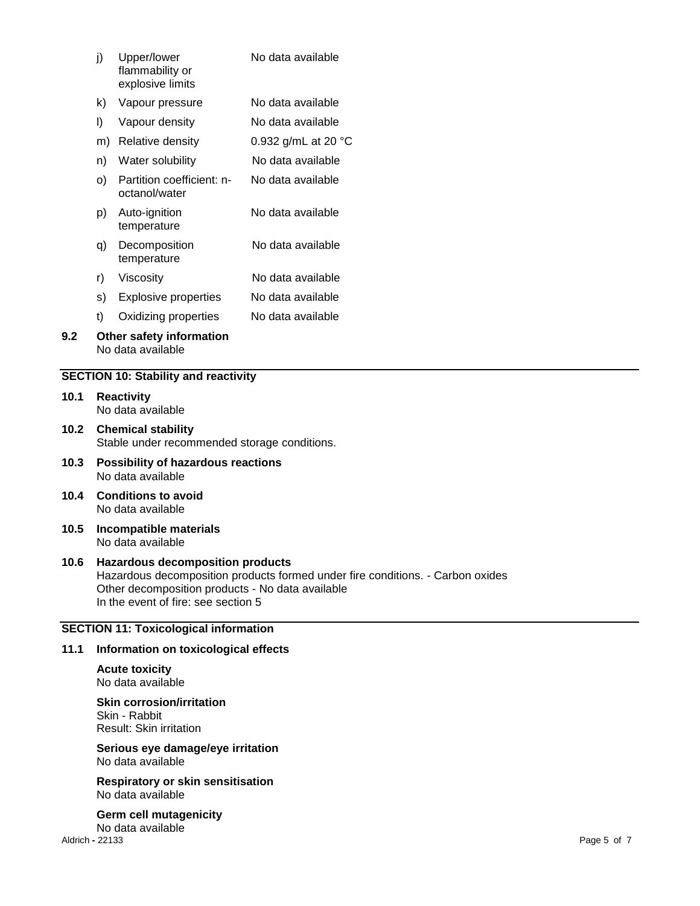| | | |
|---|---|---|
| j) | Upper/lower flammability or explosive limits | No data available |
| k) | Vapour pressure | No data available |
| l) | Vapour density | No data available |
| m) | Relative density | 0.932 g/mL at 20 °C |
| n) | Water solubility | No data available |
| o) | Partition coefficient: n-octanol/water | No data available |
| p) | Auto-ignition temperature | No data available |
| q) | Decomposition temperature | No data available |
| r) | Viscosity | No data available |
| s) | Explosive properties | No data available |
| t) | Oxidizing properties | No data available |

**9.2 Other safety information**
No data available

## SECTION 10: Stability and reactivity

**10.1 Reactivity**
No data available

**10.2 Chemical stability**
Stable under recommended storage conditions.

**10.3 Possibility of hazardous reactions**
No data available

**10.4 Conditions to avoid**
No data available

**10.5 Incompatible materials**
No data available

**10.6 Hazardous decomposition products**
Hazardous decomposition products formed under fire conditions. - Carbon oxides
Other decomposition products - No data available
In the event of fire: see section 5

## SECTION 11: Toxicological information

**11.1 Information on toxicological effects**

**Acute toxicity**
No data available

**Skin corrosion/irritation**
Skin - Rabbit
Result: Skin irritation

**Serious eye damage/eye irritation**
No data available

**Respiratory or skin sensitisation**
No data available

**Germ cell mutagenicity**
No data available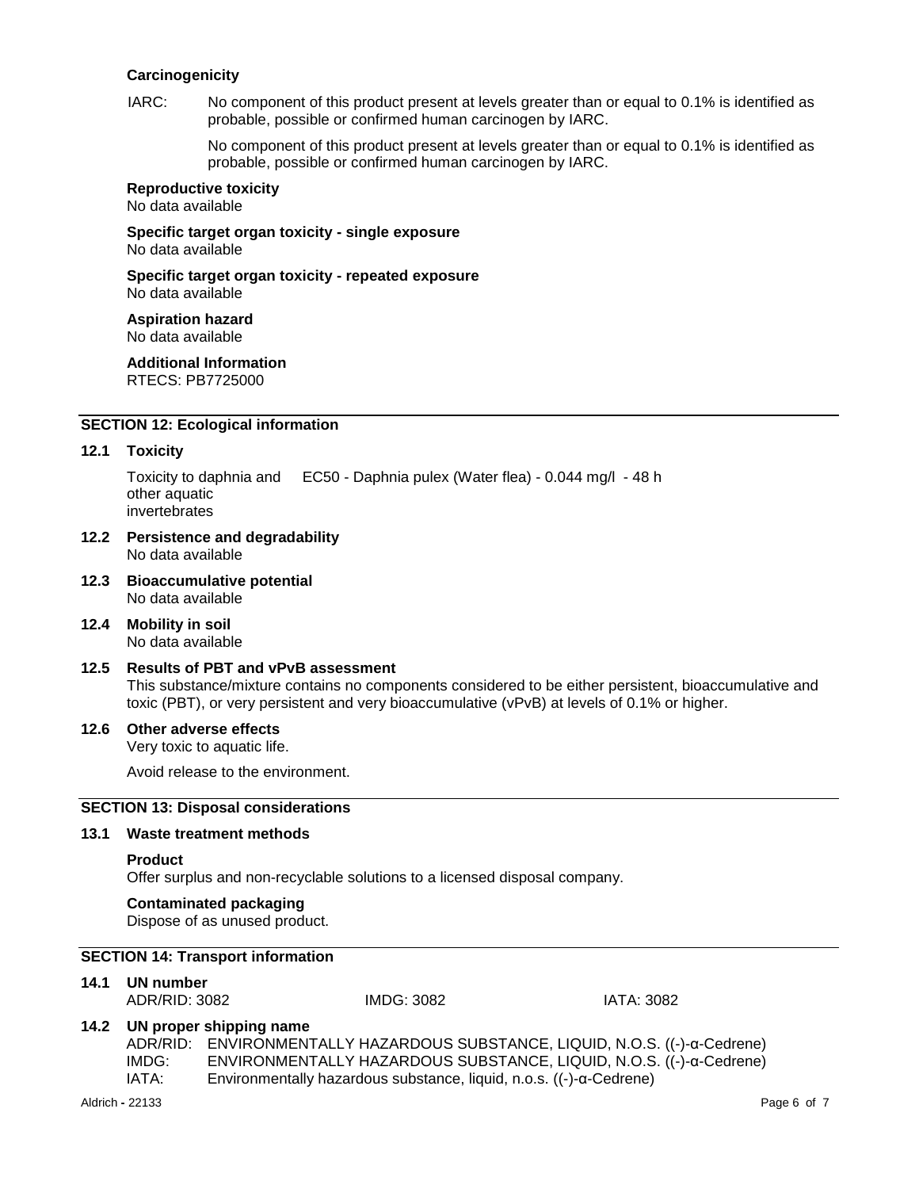**Carcinogenicity**

IARC: No component of this product present at levels greater than or equal to 0.1% is identified as probable, possible or confirmed human carcinogen by IARC.

No component of this product present at levels greater than or equal to 0.1% is identified as probable, possible or confirmed human carcinogen by IARC.

**Reproductive toxicity**
No data available

**Specific target organ toxicity - single exposure**
No data available

**Specific target organ toxicity - repeated exposure**
No data available

**Aspiration hazard**
No data available

**Additional Information**
RTECS: PB7725000

## SECTION 12: Ecological information

### 12.1 Toxicity

| | |
|---|---|
| Toxicity to daphnia and other aquatic invertebrates | EC50 - Daphnia pulex (Water flea) - 0.044 mg/l - 48 h |

### 12.2 Persistence and degradability
No data available

### 12.3 Bioaccumulative potential
No data available

### 12.4 Mobility in soil
No data available

### 12.5 Results of PBT and vPvB assessment
This substance/mixture contains no components considered to be either persistent, bioaccumulative and toxic (PBT), or very persistent and very bioaccumulative (vPvB) at levels of 0.1% or higher.

### 12.6 Other adverse effects
Very toxic to aquatic life.

Avoid release to the environment.

## SECTION 13: Disposal considerations

### 13.1 Waste treatment methods

**Product**
Offer surplus and non-recyclable solutions to a licensed disposal company.

**Contaminated packaging**
Dispose of as unused product.

## SECTION 14: Transport information

### 14.1 UN number

ADR/RID: 3082 IMDG: 3082 IATA: 3082

### 14.2 UN proper shipping name

ADR/RID: ENVIRONMENTALLY HAZARDOUS SUBSTANCE, LIQUID, N.O.S. ((-)-α-Cedrene)
IMDG: ENVIRONMENTALLY HAZARDOUS SUBSTANCE, LIQUID, N.O.S. ((-)-α-Cedrene)
IATA: Environmentally hazardous substance, liquid, n.o.s. ((-)-α-Cedrene)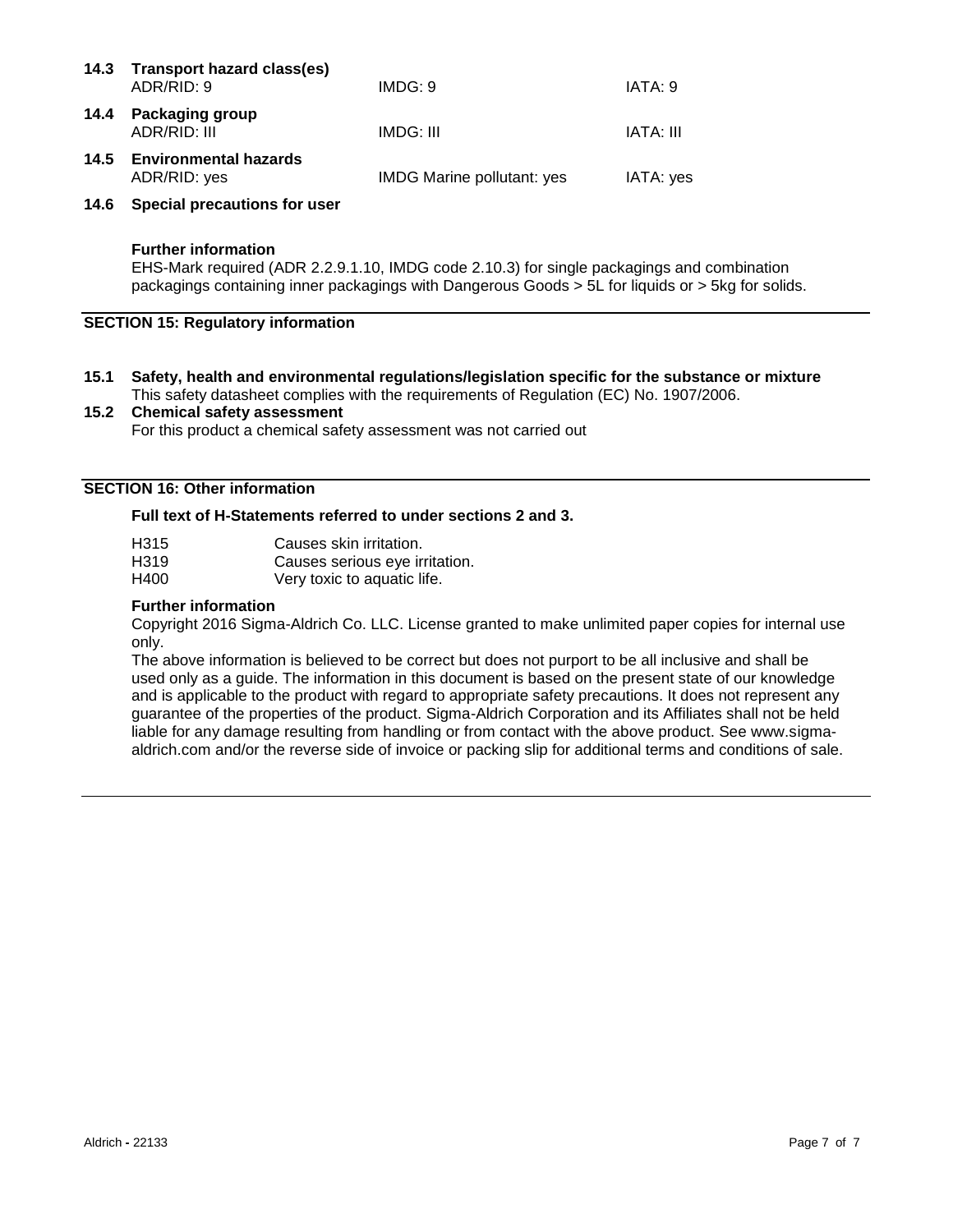**14.3 Transport hazard class(es)**

| | | |
|---|---|---|
| ADR/RID: 9 | IMDG: 9 | IATA: 9 |

**14.4 Packaging group**

| | | |
|---|---|---|
| ADR/RID: III | IMDG: III | IATA: III |

**14.5 Environmental hazards**

| | | |
|---|---|---|
| ADR/RID: yes | IMDG Marine pollutant: yes | IATA: yes |

**14.6 Special precautions for user**

**Further information**

EHS-Mark required (ADR 2.2.9.1.10, IMDG code 2.10.3) for single packagings and combination packagings containing inner packagings with Dangerous Goods > 5L for liquids or > 5kg for solids.

## SECTION 15: Regulatory information

**15.1 Safety, health and environmental regulations/legislation specific for the substance or mixture**

This safety datasheet complies with the requirements of Regulation (EC) No. 1907/2006.

**15.2 Chemical safety assessment**

For this product a chemical safety assessment was not carried out

## SECTION 16: Other information

**Full text of H-Statements referred to under sections 2 and 3.**

| | |
|---|---|
| H315 | Causes skin irritation. |
| H319 | Causes serious eye irritation. |
| H400 | Very toxic to aquatic life. |

**Further information**

Copyright 2016 Sigma-Aldrich Co. LLC. License granted to make unlimited paper copies for internal use only.

The above information is believed to be correct but does not purport to be all inclusive and shall be used only as a guide. The information in this document is based on the present state of our knowledge and is applicable to the product with regard to appropriate safety precautions. It does not represent any guarantee of the properties of the product. Sigma-Aldrich Corporation and its Affiliates shall not be held liable for any damage resulting from handling or from contact with the above product. See www.sigma-aldrich.com and/or the reverse side of invoice or packing slip for additional terms and conditions of sale.